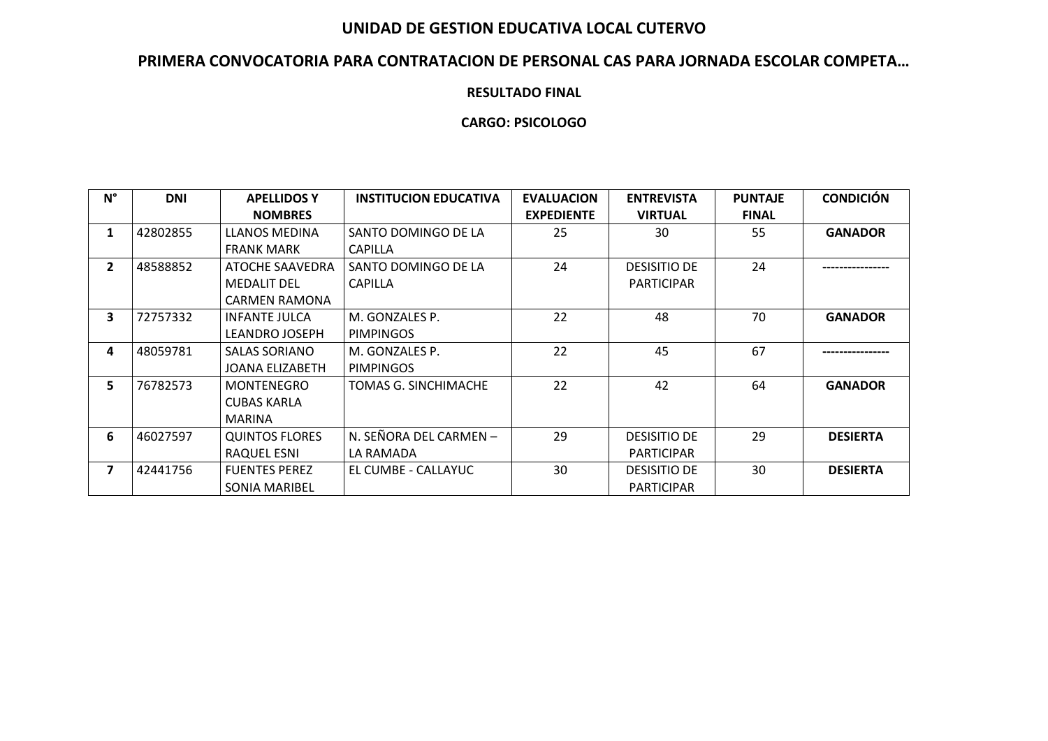# UNIDAD DE GESTION EDUCATIVA LOCAL CUTERVO

## PRIMERA CONVOCATORIA PARA CONTRATACION DE PERSONAL CAS PARA JORNADA ESCOLAR COMPETA…

### RESULTADO FINAL

### CARGO: PSICOLOGO

| N° | DNI | APELLIDOS Y NOMBRES | INSTITUCION EDUCATIVA | EVALUACION EXPEDIENTE | ENTREVISTA VIRTUAL | PUNTAJE FINAL | CONDICIÓN |
|---|---|---|---|---|---|---|---|
| **1** | 42802855 | LLANOS MEDINA FRANK MARK | SANTO DOMINGO DE LA CAPILLA | 25 | 30 | 55 | **GANADOR** |
| **2** | 48588852 | ATOCHE SAAVEDRA MEDALIT DEL CARMEN RAMONA | SANTO DOMINGO DE LA CAPILLA | 24 | DESISITIO DE PARTICIPAR | 24 | **----------------** |
| **3** | 72757332 | INFANTE JULCA LEANDRO JOSEPH | M. GONZALES P. PIMPINGOS | 22 | 48 | 70 | **GANADOR** |
| **4** | 48059781 | SALAS SORIANO JOANA ELIZABETH | M. GONZALES P. PIMPINGOS | 22 | 45 | 67 | **----------------** |
| **5** | 76782573 | MONTENEGRO CUBAS KARLA MARINA | TOMAS G. SINCHIMACHE | 22 | 42 | 64 | **GANADOR** |
| **6** | 46027597 | QUINTOS FLORES RAQUEL ESNI | N. SEÑORA DEL CARMEN – LA RAMADA | 29 | DESISITIO DE PARTICIPAR | 29 | **DESIERTA** |
| **7** | 42441756 | FUENTES PEREZ SONIA MARIBEL | EL CUMBE - CALLAYUC | 30 | DESISITIO DE PARTICIPAR | 30 | **DESIERTA** |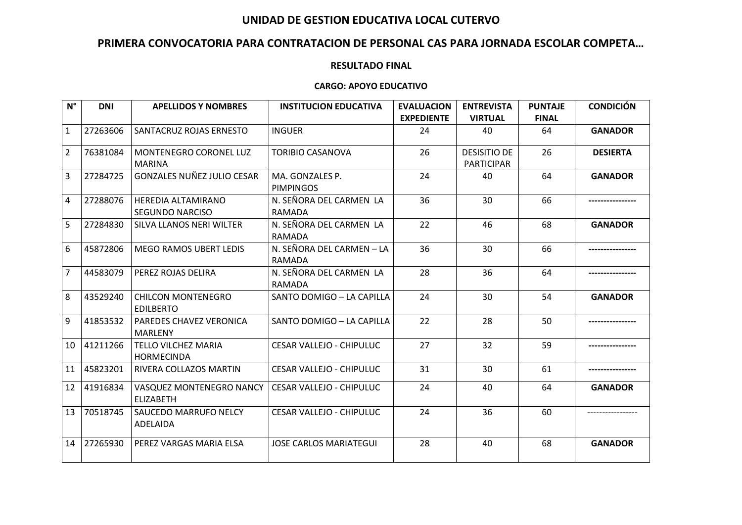# UNIDAD DE GESTION EDUCATIVA LOCAL CUTERVO

## PRIMERA CONVOCATORIA PARA CONTRATACION DE PERSONAL CAS PARA JORNADA ESCOLAR COMPETA…

### RESULTADO FINAL

#### CARGO: APOYO EDUCATIVO

| N° | DNI | APELLIDOS Y NOMBRES | INSTITUCION EDUCATIVA | EVALUACION EXPEDIENTE | ENTREVISTA VIRTUAL | PUNTAJE FINAL | CONDICIÓN |
|---|---|---|---|---|---|---|---|
| 1 | 27263606 | SANTACRUZ ROJAS ERNESTO | INGUER | 24 | 40 | 64 | **GANADOR** |
| 2 | 76381084 | MONTENEGRO CORONEL LUZ MARINA | TORIBIO CASANOVA | 26 | DESISITIO DE PARTICIPAR | 26 | **DESIERTA** |
| 3 | 27284725 | GONZALES NUÑEZ JULIO CESAR | MA. GONZALES P. PIMPINGOS | 24 | 40 | 64 | **GANADOR** |
| 4 | 27288076 | HEREDIA ALTAMIRANO SEGUNDO NARCISO | N. SEÑORA DEL CARMEN LA RAMADA | 36 | 30 | 66 | ---------------- |
| 5 | 27284830 | SILVA LLANOS NERI WILTER | N. SEÑORA DEL CARMEN LA RAMADA | 22 | 46 | 68 | **GANADOR** |
| 6 | 45872806 | MEGO RAMOS UBERT LEDIS | N. SEÑORA DEL CARMEN – LA RAMADA | 36 | 30 | 66 | ---------------- |
| 7 | 44583079 | PEREZ ROJAS DELIRA | N. SEÑORA DEL CARMEN LA RAMADA | 28 | 36 | 64 | ---------------- |
| 8 | 43529240 | CHILCON MONTENEGRO EDILBERTO | SANTO DOMIGO – LA CAPILLA | 24 | 30 | 54 | **GANADOR** |
| 9 | 41853532 | PAREDES CHAVEZ VERONICA MARLENY | SANTO DOMIGO – LA CAPILLA | 22 | 28 | 50 | ---------------- |
| 10 | 41211266 | TELLO VILCHEZ MARIA HORMECINDA | CESAR VALLEJO - CHIPULUC | 27 | 32 | 59 | ---------------- |
| 11 | 45823201 | RIVERA COLLAZOS MARTIN | CESAR VALLEJO - CHIPULUC | 31 | 30 | 61 | ---------------- |
| 12 | 41916834 | VASQUEZ MONTENEGRO NANCY ELIZABETH | CESAR VALLEJO - CHIPULUC | 24 | 40 | 64 | **GANADOR** |
| 13 | 70518745 | SAUCEDO MARRUFO NELCY ADELAIDA | CESAR VALLEJO - CHIPULUC | 24 | 36 | 60 | ----------------- |
| 14 | 27265930 | PEREZ VARGAS MARIA ELSA | JOSE CARLOS MARIATEGUI | 28 | 40 | 68 | **GANADOR** |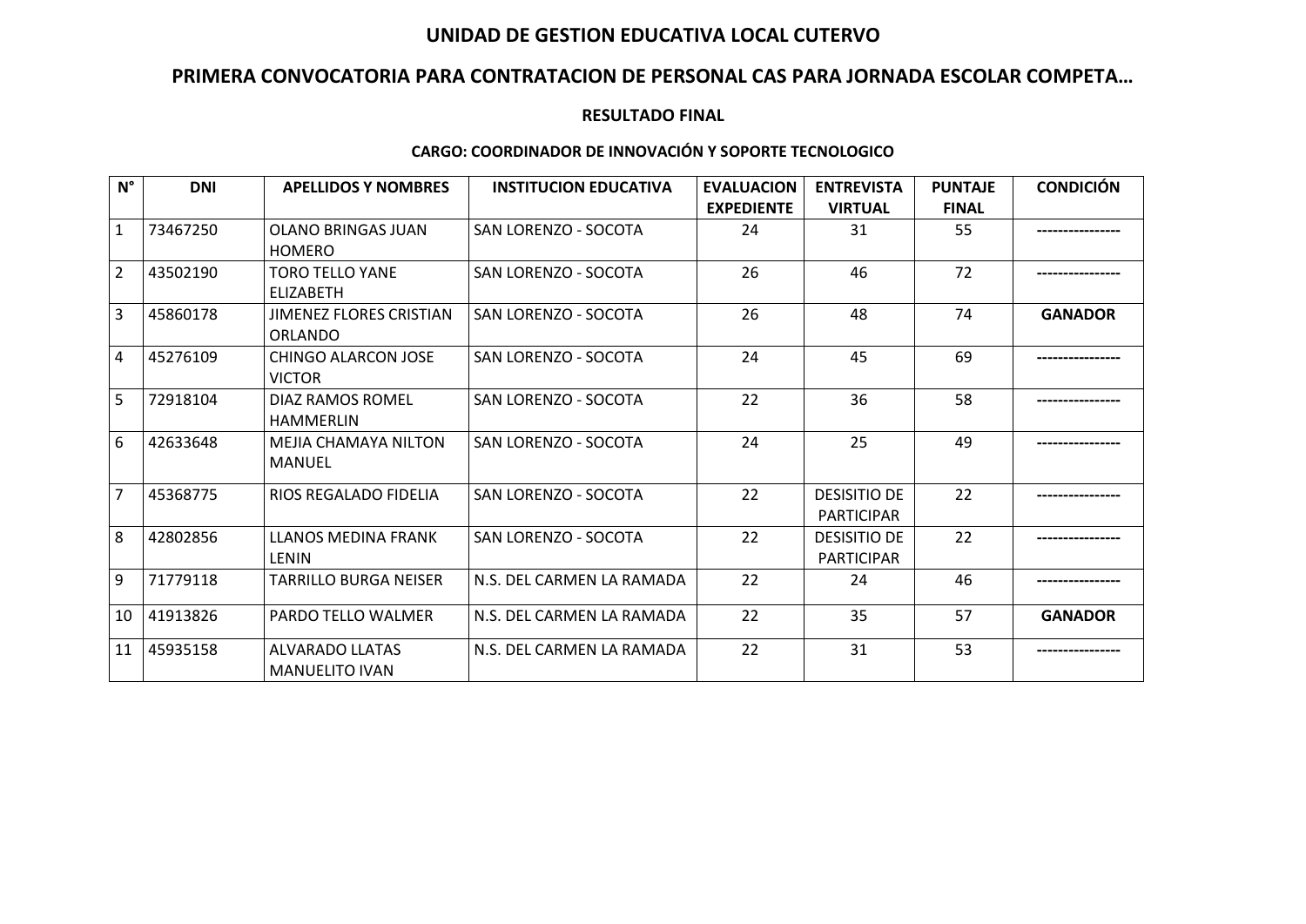# UNIDAD DE GESTION EDUCATIVA LOCAL CUTERVO

## PRIMERA CONVOCATORIA PARA CONTRATACION DE PERSONAL CAS PARA JORNADA ESCOLAR COMPETA…

### RESULTADO FINAL

### CARGO: COORDINADOR DE INNOVACIÓN Y SOPORTE TECNOLOGICO

| N° | DNI | APELLIDOS Y NOMBRES | INSTITUCION EDUCATIVA | EVALUACION EXPEDIENTE | ENTREVISTA VIRTUAL | PUNTAJE FINAL | CONDICIÓN |
|---|---|---|---|---|---|---|---|
| 1 | 73467250 | OLANO BRINGAS JUAN HOMERO | SAN LORENZO - SOCOTA | 24 | 31 | 55 | ---------------- |
| 2 | 43502190 | TORO TELLO YANE ELIZABETH | SAN LORENZO - SOCOTA | 26 | 46 | 72 | ---------------- |
| 3 | 45860178 | JIMENEZ FLORES CRISTIAN ORLANDO | SAN LORENZO - SOCOTA | 26 | 48 | 74 | **GANADOR** |
| 4 | 45276109 | CHINGO ALARCON JOSE VICTOR | SAN LORENZO - SOCOTA | 24 | 45 | 69 | ---------------- |
| 5 | 72918104 | DIAZ RAMOS ROMEL HAMMERLIN | SAN LORENZO - SOCOTA | 22 | 36 | 58 | ---------------- |
| 6 | 42633648 | MEJIA CHAMAYA NILTON MANUEL | SAN LORENZO - SOCOTA | 24 | 25 | 49 | ---------------- |
| 7 | 45368775 | RIOS REGALADO FIDELIA | SAN LORENZO - SOCOTA | 22 | DESISITIO DE PARTICIPAR | 22 | ---------------- |
| 8 | 42802856 | LLANOS MEDINA FRANK LENIN | SAN LORENZO - SOCOTA | 22 | DESISITIO DE PARTICIPAR | 22 | ---------------- |
| 9 | 71779118 | TARRILLO BURGA NEISER | N.S. DEL CARMEN LA RAMADA | 22 | 24 | 46 | ---------------- |
| 10 | 41913826 | PARDO TELLO WALMER | N.S. DEL CARMEN LA RAMADA | 22 | 35 | 57 | **GANADOR** |
| 11 | 45935158 | ALVARADO LLATAS MANUELITO IVAN | N.S. DEL CARMEN LA RAMADA | 22 | 31 | 53 | ---------------- |